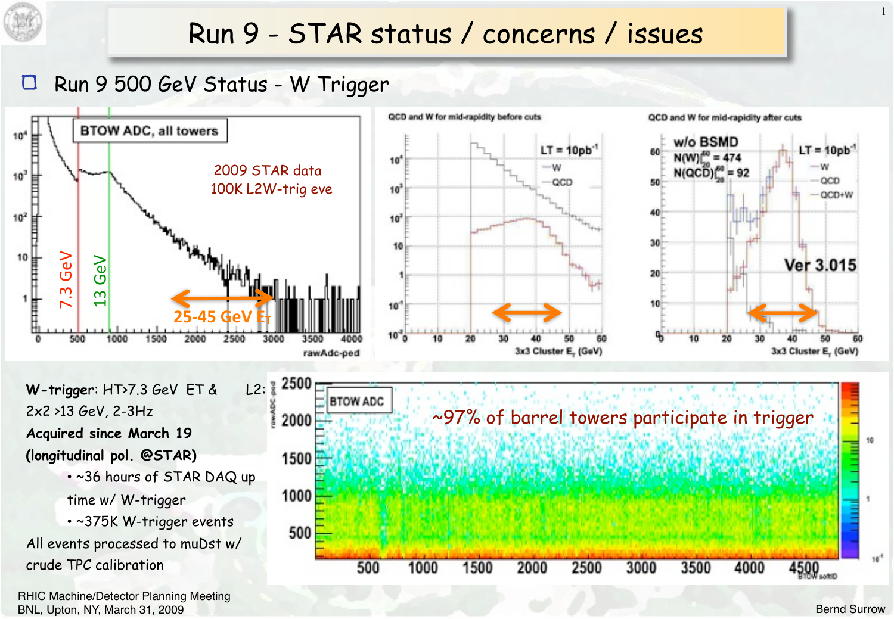# Run 9 - STAR status / concerns / issues

## Run 9 500 GeV Status - W Trigger

BTOW ADC, all towers

2009 STAR data
100K L2W-trig eve

7.3 GeV

13 GeV

25-45 GeV $E_T$

QCD and W for mid-rapidity before cuts

QCD and W for mid-rapidity after cuts

w/o BSMD

$N(W)|_{20}^{60} = 474$

$N(QCD)|_{20}^{60} = 92$

LT = $10pb^{-1}$

Ver 3.015

**W-trigger**: HT>7.3 GeV ET & L2: 2x2 >13 GeV, 2-3Hz

**Acquired since March 19 (longitudinal pol. @STAR)**

- ~36 hours of STAR DAQ up time w/ W-trigger
- ~375K W-trigger events

All events processed to muDst w/ crude TPC calibration

BTOW ADC

~97% of barrel towers participate in trigger

RHIC Machine/Detector Planning Meeting
BNL, Upton, NY, March 31, 2009

Bernd Surrow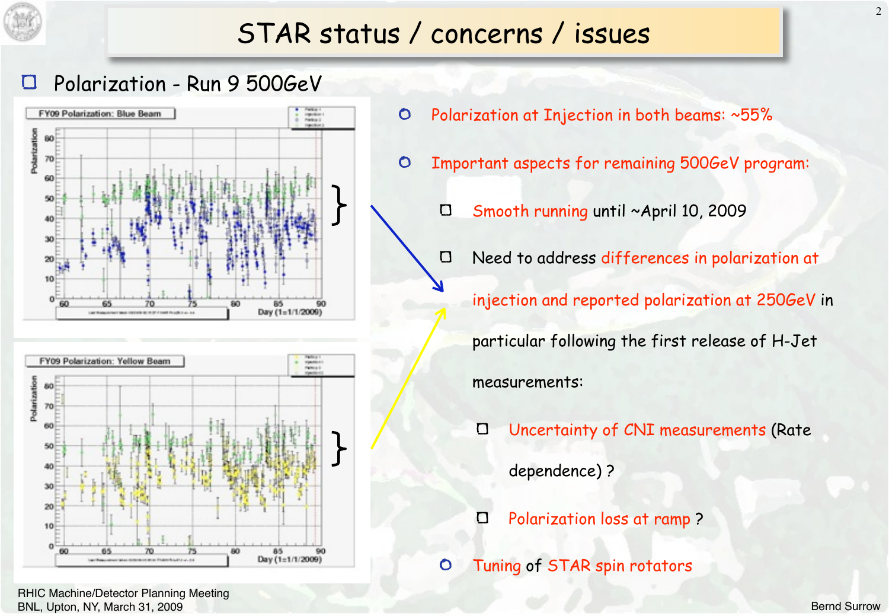# STAR status / concerns / issues

## Polarization - Run 9 500GeV

- Polarization at Injection in both beams: ~55%
- Important aspects for remaining 500GeV program:
  - Smooth running until ~April 10, 2009
  - Need to address differences in polarization at injection and reported polarization at 250GeV in particular following the first release of H-Jet measurements:
    - Uncertainty of CNI measurements (Rate dependence) ?
    - Polarization loss at ramp ?
- Tuning of STAR spin rotators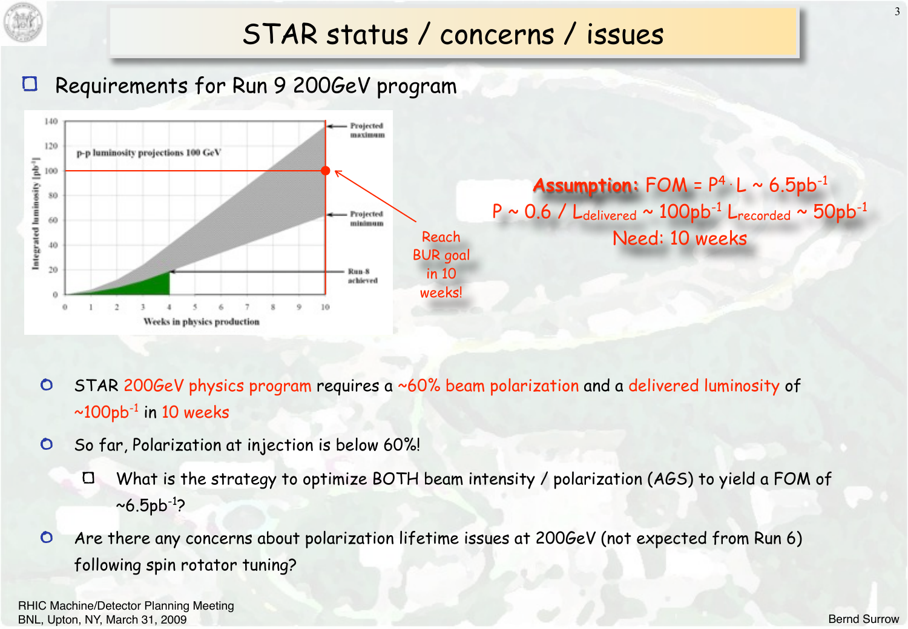# STAR status / concerns / issues

- Requirements for Run 9 200GeV program

p-p luminosity projections 100 GeV

Integrated luminosity [pb$^{-1}$]

140
120
100
80
60
40
20
0

0 1 2 3 4 5 6 7 8 9 10

Weeks in physics production

Projected maximum

Projected minimum

Run-8 achieved

Reach BUR goal in 10 weeks!

**Assumption:** FOM = $P^4 \cdot L \sim 6.5\text{pb}^{-1}$

$P \sim 0.6$ / $L_{delivered} \sim 100\text{pb}^{-1}$ $L_{recorded} \sim 50\text{pb}^{-1}$

Need: 10 weeks

- STAR 200GeV physics program requires a ~60% beam polarization and a delivered luminosity of ~100pb$^{-1}$ in 10 weeks
- So far, Polarization at injection is below 60%!
  - What is the strategy to optimize BOTH beam intensity / polarization (AGS) to yield a FOM of ~6.5pb$^{-1}$?
- Are there any concerns about polarization lifetime issues at 200GeV (not expected from Run 6) following spin rotator tuning?

RHIC Machine/Detector Planning Meeting
BNL, Upton, NY, March 31, 2009

Bernd Surrow